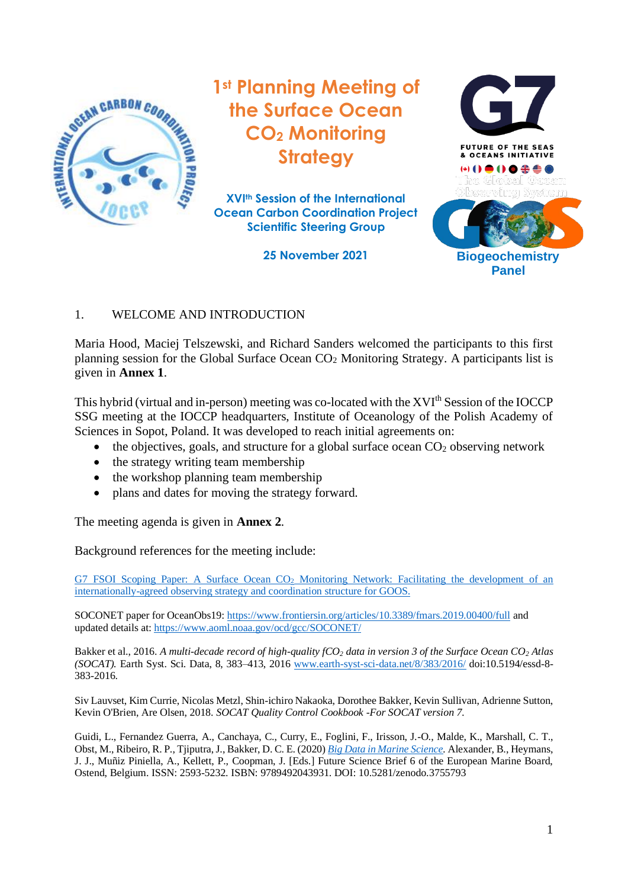# 1st Planning Meeting of the Surface Ocean $CO_2$ Monitoring Strategy

**XVIth Session of the International Ocean Carbon Coordination Project Scientific Steering Group**

**25 November 2021**

FUTURE OF THE SEAS & OCEANS INITIATIVE

The Global Ocean Observing System

Biogeochemistry Panel

## 1. WELCOME AND INTRODUCTION

Maria Hood, Maciej Telszewski, and Richard Sanders welcomed the participants to this first planning session for the Global Surface Ocean $CO_2$ Monitoring Strategy. A participants list is given in **Annex 1**.

This hybrid (virtual and in-person) meeting was co-located with the XVIth Session of the IOCCP SSG meeting at the IOCCP headquarters, Institute of Oceanology of the Polish Academy of Sciences in Sopot, Poland. It was developed to reach initial agreements on:

- the objectives, goals, and structure for a global surface ocean $CO_2$ observing network
- the strategy writing team membership
- the workshop planning team membership
- plans and dates for moving the strategy forward.

The meeting agenda is given in **Annex 2**.

Background references for the meeting include:

G7 FSOI Scoping Paper: A Surface Ocean $CO_2$ Monitoring Network: Facilitating the development of an internationally-agreed observing strategy and coordination structure for GOOS.

SOCONET paper for OceanObs19: https://www.frontiersin.org/articles/10.3389/fmars.2019.00400/full and updated details at: https://www.aoml.noaa.gov/ocd/gcc/SOCONET/

Bakker et al., 2016. *A multi-decade record of high-quality $fCO_2$ data in version 3 of the Surface Ocean $CO_2$ Atlas (SOCAT).* Earth Syst. Sci. Data, 8, 383–413, 2016 www.earth-syst-sci-data.net/8/383/2016/ doi:10.5194/essd-8-383-2016.

Siv Lauvset, Kim Currie, Nicolas Metzl, Shin-ichiro Nakaoka, Dorothee Bakker, Kevin Sullivan, Adrienne Sutton, Kevin O'Brien, Are Olsen, 2018. *SOCAT Quality Control Cookbook -For SOCAT version 7.*

Guidi, L., Fernandez Guerra, A., Canchaya, C., Curry, E., Foglini, F., Irisson, J.-O., Malde, K., Marshall, C. T., Obst, M., Ribeiro, R. P., Tjiputra, J., Bakker, D. C. E. (2020) *Big Data in Marine Science*. Alexander, B., Heymans, J. J., Muñiz Piniella, A., Kellett, P., Coopman, J. [Eds.] Future Science Brief 6 of the European Marine Board, Ostend, Belgium. ISSN: 2593-5232. ISBN: 9789492043931. DOI: 10.5281/zenodo.3755793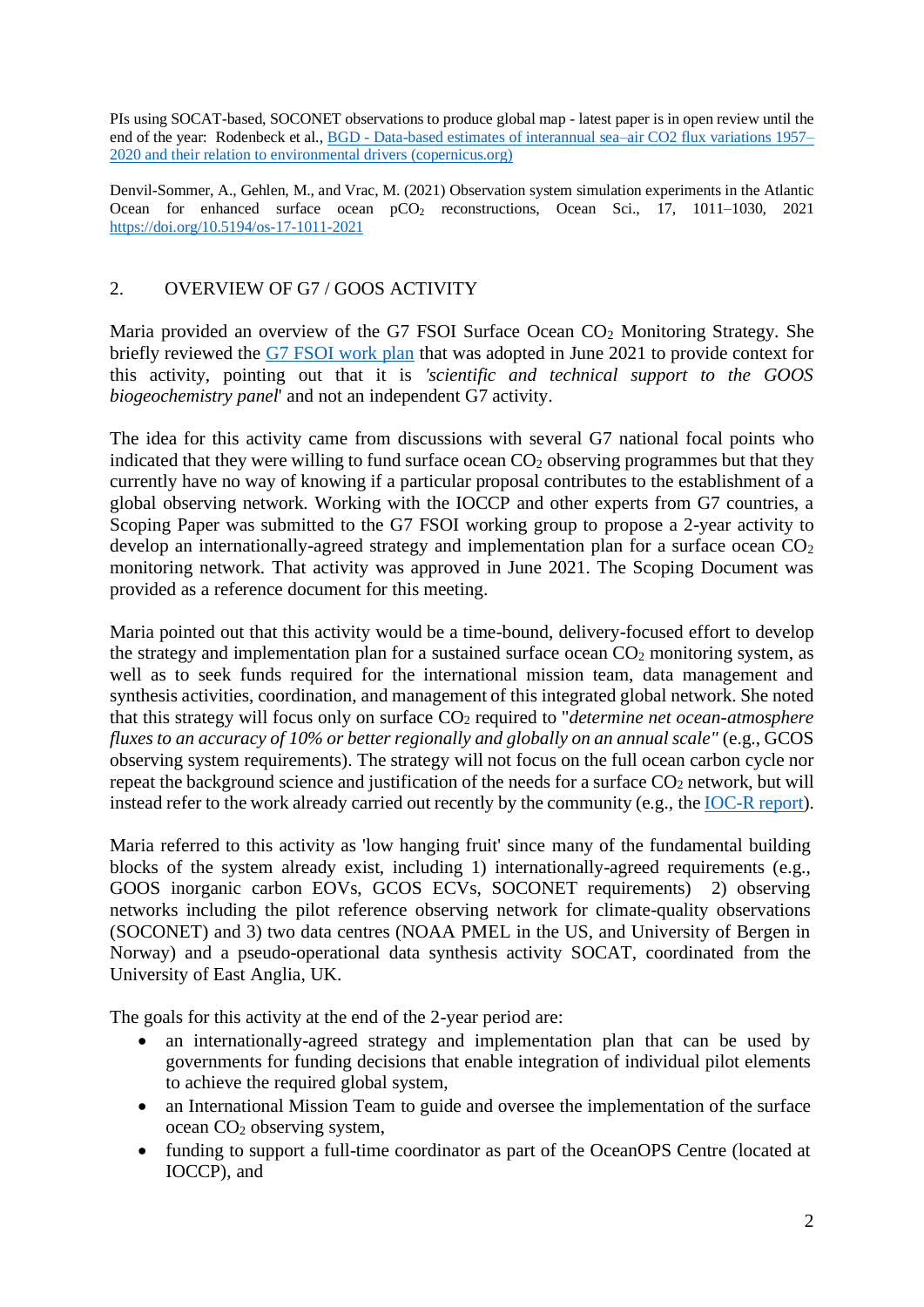PIs using SOCAT-based, SOCONET observations to produce global map - latest paper is in open review until the end of the year: Rodenbeck et al., [BGD - Data-based estimates of interannual sea–air CO2 flux variations 1957–2020 and their relation to environmental drivers (copernicus.org)]()

Denvil-Sommer, A., Gehlen, M., and Vrac, M. (2021) Observation system simulation experiments in the Atlantic Ocean for enhanced surface ocean $pCO_2$ reconstructions, Ocean Sci., 17, 1011–1030, 2021 https://doi.org/10.5194/os-17-1011-2021

## 2. OVERVIEW OF G7 / GOOS ACTIVITY

Maria provided an overview of the G7 FSOI Surface Ocean $CO_2$ Monitoring Strategy. She briefly reviewed the G7 FSOI work plan that was adopted in June 2021 to provide context for this activity, pointing out that it is *'scientific and technical support to the GOOS biogeochemistry panel*' and not an independent G7 activity.

The idea for this activity came from discussions with several G7 national focal points who indicated that they were willing to fund surface ocean $CO_2$ observing programmes but that they currently have no way of knowing if a particular proposal contributes to the establishment of a global observing network. Working with the IOCCP and other experts from G7 countries, a Scoping Paper was submitted to the G7 FSOI working group to propose a 2-year activity to develop an internationally-agreed strategy and implementation plan for a surface ocean $CO_2$ monitoring network. That activity was approved in June 2021. The Scoping Document was provided as a reference document for this meeting.

Maria pointed out that this activity would be a time-bound, delivery-focused effort to develop the strategy and implementation plan for a sustained surface ocean $CO_2$ monitoring system, as well as to seek funds required for the international mission team, data management and synthesis activities, coordination, and management of this integrated global network. She noted that this strategy will focus only on surface $CO_2$ required to "*determine net ocean-atmosphere fluxes to an accuracy of 10% or better regionally and globally on an annual scale"* (e.g., GCOS observing system requirements). The strategy will not focus on the full ocean carbon cycle nor repeat the background science and justification of the needs for a surface $CO_2$ network, but will instead refer to the work already carried out recently by the community (e.g., the IOC-R report).

Maria referred to this activity as 'low hanging fruit' since many of the fundamental building blocks of the system already exist, including 1) internationally-agreed requirements (e.g., GOOS inorganic carbon EOVs, GCOS ECVs, SOCONET requirements) 2) observing networks including the pilot reference observing network for climate-quality observations (SOCONET) and 3) two data centres (NOAA PMEL in the US, and University of Bergen in Norway) and a pseudo-operational data synthesis activity SOCAT, coordinated from the University of East Anglia, UK.

The goals for this activity at the end of the 2-year period are:

- an internationally-agreed strategy and implementation plan that can be used by governments for funding decisions that enable integration of individual pilot elements to achieve the required global system,
- an International Mission Team to guide and oversee the implementation of the surface ocean $CO_2$ observing system,
- funding to support a full-time coordinator as part of the OceanOPS Centre (located at IOCCP), and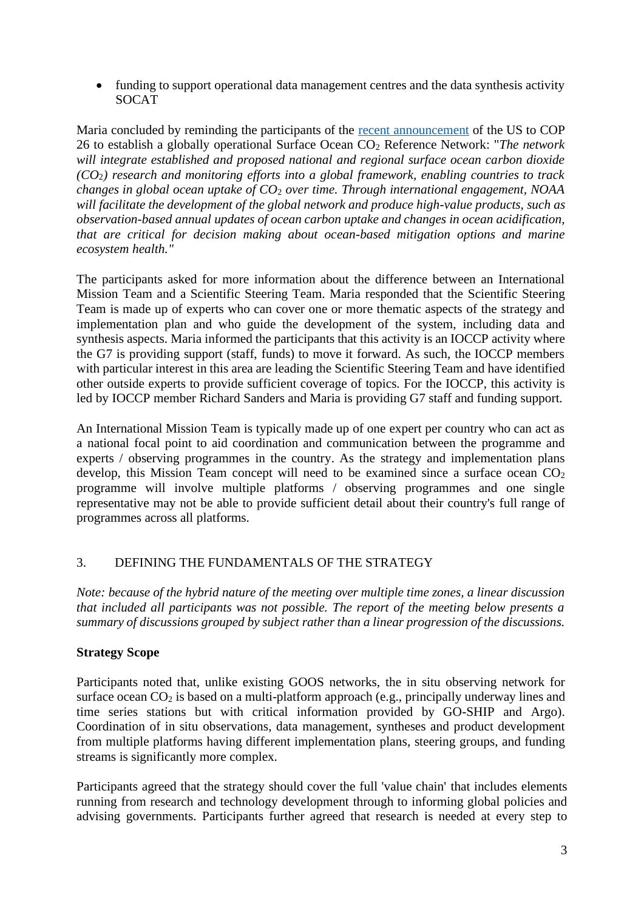- funding to support operational data management centres and the data synthesis activity SOCAT

Maria concluded by reminding the participants of the [recent announcement](#) of the US to COP 26 to establish a globally operational Surface Ocean $CO_2$ Reference Network: "*The network will integrate established and proposed national and regional surface ocean carbon dioxide ($CO_2$) research and monitoring efforts into a global framework, enabling countries to track changes in global ocean uptake of $CO_2$ over time. Through international engagement, NOAA will facilitate the development of the global network and produce high-value products, such as observation-based annual updates of ocean carbon uptake and changes in ocean acidification, that are critical for decision making about ocean-based mitigation options and marine ecosystem health."*

The participants asked for more information about the difference between an International Mission Team and a Scientific Steering Team. Maria responded that the Scientific Steering Team is made up of experts who can cover one or more thematic aspects of the strategy and implementation plan and who guide the development of the system, including data and synthesis aspects. Maria informed the participants that this activity is an IOCCP activity where the G7 is providing support (staff, funds) to move it forward. As such, the IOCCP members with particular interest in this area are leading the Scientific Steering Team and have identified other outside experts to provide sufficient coverage of topics. For the IOCCP, this activity is led by IOCCP member Richard Sanders and Maria is providing G7 staff and funding support.

An International Mission Team is typically made up of one expert per country who can act as a national focal point to aid coordination and communication between the programme and experts / observing programmes in the country. As the strategy and implementation plans develop, this Mission Team concept will need to be examined since a surface ocean $CO_2$ programme will involve multiple platforms / observing programmes and one single representative may not be able to provide sufficient detail about their country's full range of programmes across all platforms.

## 3. DEFINING THE FUNDAMENTALS OF THE STRATEGY

*Note: because of the hybrid nature of the meeting over multiple time zones, a linear discussion that included all participants was not possible. The report of the meeting below presents a summary of discussions grouped by subject rather than a linear progression of the discussions.*

**Strategy Scope**

Participants noted that, unlike existing GOOS networks, the in situ observing network for surface ocean $CO_2$ is based on a multi-platform approach (e.g., principally underway lines and time series stations but with critical information provided by GO-SHIP and Argo). Coordination of in situ observations, data management, syntheses and product development from multiple platforms having different implementation plans, steering groups, and funding streams is significantly more complex.

Participants agreed that the strategy should cover the full 'value chain' that includes elements running from research and technology development through to informing global policies and advising governments. Participants further agreed that research is needed at every step to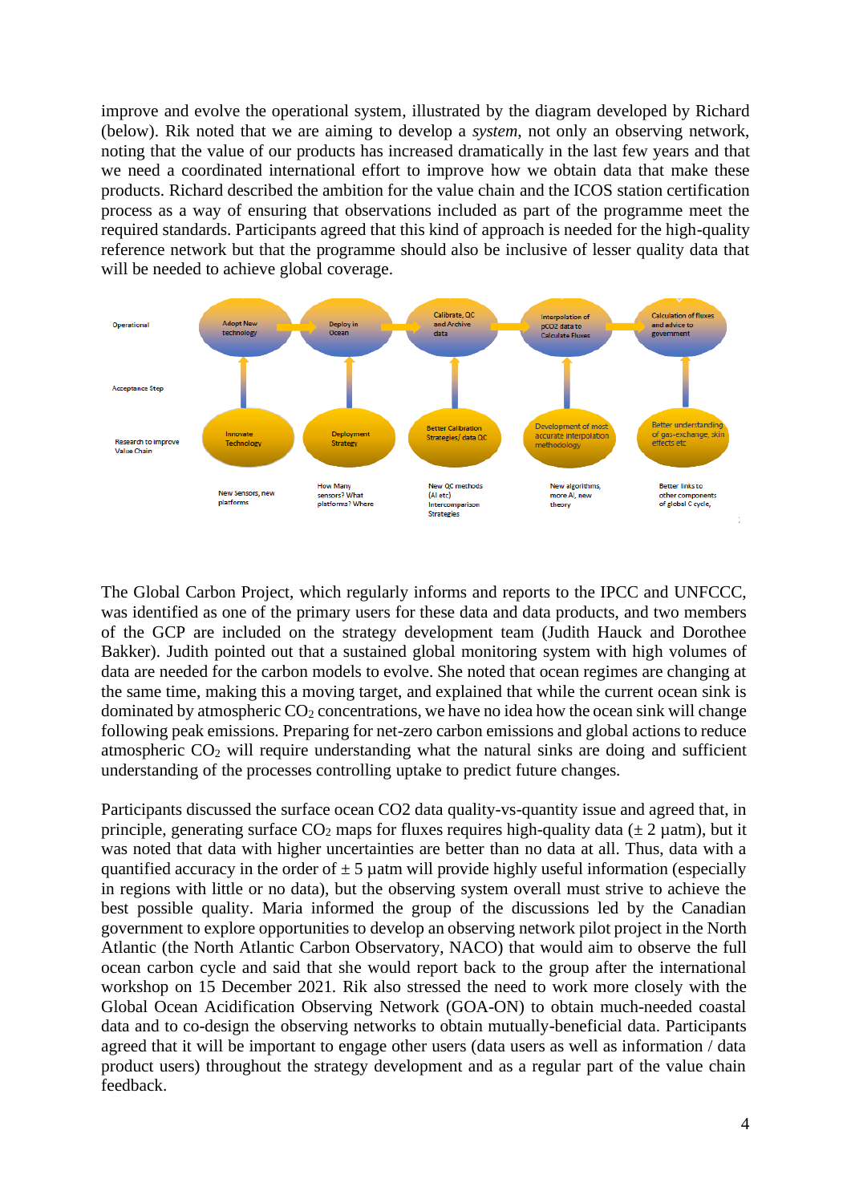improve and evolve the operational system, illustrated by the diagram developed by Richard (below). Rik noted that we are aiming to develop a *system*, not only an observing network, noting that the value of our products has increased dramatically in the last few years and that we need a coordinated international effort to improve how we obtain data that make these products. Richard described the ambition for the value chain and the ICOS station certification process as a way of ensuring that observations included as part of the programme meet the required standards. Participants agreed that this kind of approach is needed for the high-quality reference network but that the programme should also be inclusive of lesser quality data that will be needed to achieve global coverage.

| | | | | | |
|---|---|---|---|---|---|
| Operational | Adopt New technology | Deploy in Ocean | Calibrate, QC and Archive data | Interpolation of pCO2 data to Calculate Fluxes | Calculation of fluxes and advice to government |
| Acceptance Step | | | | | |
| Research to improve Value Chain | Innovate Technology | Deployment Strategy | Better Calibration Strategies/ data QC | Development of most accurate interpolation methodology | Better understanding of gas-exchange, skin effects etc |
| | New Sensors, new platforms | How Many sensors? What platforms? Where | New QC methods (AI etc) Intercomparison Strategies | New algorithms, more AI, new theory | Better links to other components of global C cycle, |

The Global Carbon Project, which regularly informs and reports to the IPCC and UNFCCC, was identified as one of the primary users for these data and data products, and two members of the GCP are included on the strategy development team (Judith Hauck and Dorothee Bakker). Judith pointed out that a sustained global monitoring system with high volumes of data are needed for the carbon models to evolve. She noted that ocean regimes are changing at the same time, making this a moving target, and explained that while the current ocean sink is dominated by atmospheric $CO_2$ concentrations, we have no idea how the ocean sink will change following peak emissions. Preparing for net-zero carbon emissions and global actions to reduce atmospheric $CO_2$ will require understanding what the natural sinks are doing and sufficient understanding of the processes controlling uptake to predict future changes.

Participants discussed the surface ocean CO2 data quality-vs-quantity issue and agreed that, in principle, generating surface $CO_2$ maps for fluxes requires high-quality data ($\pm$ 2 µatm), but it was noted that data with higher uncertainties are better than no data at all. Thus, data with a quantified accuracy in the order of $\pm$ 5 µatm will provide highly useful information (especially in regions with little or no data), but the observing system overall must strive to achieve the best possible quality. Maria informed the group of the discussions led by the Canadian government to explore opportunities to develop an observing network pilot project in the North Atlantic (the North Atlantic Carbon Observatory, NACO) that would aim to observe the full ocean carbon cycle and said that she would report back to the group after the international workshop on 15 December 2021. Rik also stressed the need to work more closely with the Global Ocean Acidification Observing Network (GOA-ON) to obtain much-needed coastal data and to co-design the observing networks to obtain mutually-beneficial data. Participants agreed that it will be important to engage other users (data users as well as information / data product users) throughout the strategy development and as a regular part of the value chain feedback.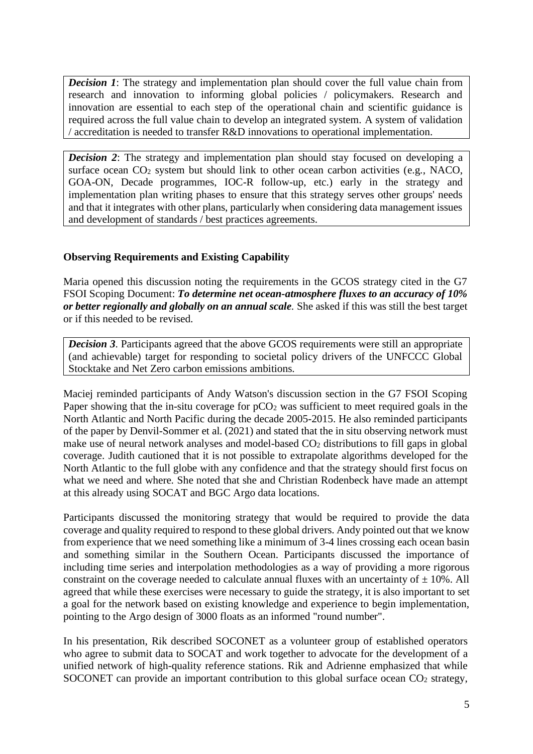*Decision 1*: The strategy and implementation plan should cover the full value chain from research and innovation to informing global policies / policymakers. Research and innovation are essential to each step of the operational chain and scientific guidance is required across the full value chain to develop an integrated system. A system of validation / accreditation is needed to transfer R&D innovations to operational implementation.

*Decision 2*: The strategy and implementation plan should stay focused on developing a surface ocean $CO_2$ system but should link to other ocean carbon activities (e.g., NACO, GOA-ON, Decade programmes, IOC-R follow-up, etc.) early in the strategy and implementation plan writing phases to ensure that this strategy serves other groups' needs and that it integrates with other plans, particularly when considering data management issues and development of standards / best practices agreements.

**Observing Requirements and Existing Capability**

Maria opened this discussion noting the requirements in the GCOS strategy cited in the G7 FSOI Scoping Document: ***To determine net ocean-atmosphere fluxes to an accuracy of 10% or better regionally and globally on an annual scale***. She asked if this was still the best target or if this needed to be revised.

*Decision 3*. Participants agreed that the above GCOS requirements were still an appropriate (and achievable) target for responding to societal policy drivers of the UNFCCC Global Stocktake and Net Zero carbon emissions ambitions.

Maciej reminded participants of Andy Watson's discussion section in the G7 FSOI Scoping Paper showing that the in-situ coverage for $pCO_2$ was sufficient to meet required goals in the North Atlantic and North Pacific during the decade 2005-2015. He also reminded participants of the paper by Denvil-Sommer et al. (2021) and stated that the in situ observing network must make use of neural network analyses and model-based $CO_2$ distributions to fill gaps in global coverage. Judith cautioned that it is not possible to extrapolate algorithms developed for the North Atlantic to the full globe with any confidence and that the strategy should first focus on what we need and where. She noted that she and Christian Rodenbeck have made an attempt at this already using SOCAT and BGC Argo data locations.

Participants discussed the monitoring strategy that would be required to provide the data coverage and quality required to respond to these global drivers. Andy pointed out that we know from experience that we need something like a minimum of 3-4 lines crossing each ocean basin and something similar in the Southern Ocean. Participants discussed the importance of including time series and interpolation methodologies as a way of providing a more rigorous constraint on the coverage needed to calculate annual fluxes with an uncertainty of $\pm$ 10%. All agreed that while these exercises were necessary to guide the strategy, it is also important to set a goal for the network based on existing knowledge and experience to begin implementation, pointing to the Argo design of 3000 floats as an informed "round number".

In his presentation, Rik described SOCONET as a volunteer group of established operators who agree to submit data to SOCAT and work together to advocate for the development of a unified network of high-quality reference stations. Rik and Adrienne emphasized that while SOCONET can provide an important contribution to this global surface ocean $CO_2$ strategy,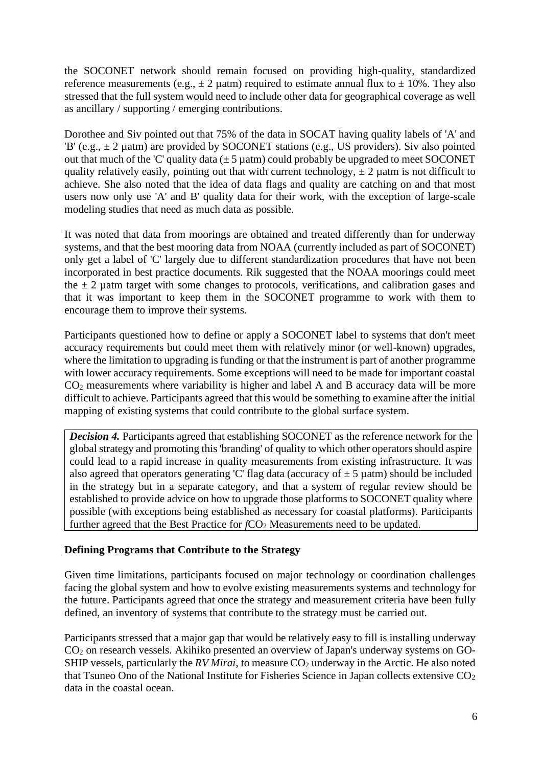the SOCONET network should remain focused on providing high-quality, standardized reference measurements (e.g., ± 2 µatm) required to estimate annual flux to ± 10%. They also stressed that the full system would need to include other data for geographical coverage as well as ancillary / supporting / emerging contributions.

Dorothee and Siv pointed out that 75% of the data in SOCAT having quality labels of 'A' and 'B' (e.g., ± 2 µatm) are provided by SOCONET stations (e.g., US providers). Siv also pointed out that much of the 'C' quality data (± 5 µatm) could probably be upgraded to meet SOCONET quality relatively easily, pointing out that with current technology, ± 2 µatm is not difficult to achieve. She also noted that the idea of data flags and quality are catching on and that most users now only use 'A' and B' quality data for their work, with the exception of large-scale modeling studies that need as much data as possible.

It was noted that data from moorings are obtained and treated differently than for underway systems, and that the best mooring data from NOAA (currently included as part of SOCONET) only get a label of 'C' largely due to different standardization procedures that have not been incorporated in best practice documents. Rik suggested that the NOAA moorings could meet the ± 2 µatm target with some changes to protocols, verifications, and calibration gases and that it was important to keep them in the SOCONET programme to work with them to encourage them to improve their systems.

Participants questioned how to define or apply a SOCONET label to systems that don't meet accuracy requirements but could meet them with relatively minor (or well-known) upgrades, where the limitation to upgrading is funding or that the instrument is part of another programme with lower accuracy requirements. Some exceptions will need to be made for important coastal $CO_2$ measurements where variability is higher and label A and B accuracy data will be more difficult to achieve. Participants agreed that this would be something to examine after the initial mapping of existing systems that could contribute to the global surface system.

> ***Decision 4.*** Participants agreed that establishing SOCONET as the reference network for the global strategy and promoting this 'branding' of quality to which other operators should aspire could lead to a rapid increase in quality measurements from existing infrastructure. It was also agreed that operators generating 'C' flag data (accuracy of ± 5 µatm) should be included in the strategy but in a separate category, and that a system of regular review should be established to provide advice on how to upgrade those platforms to SOCONET quality where possible (with exceptions being established as necessary for coastal platforms). Participants further agreed that the Best Practice for $fCO_2$ Measurements need to be updated.

**Defining Programs that Contribute to the Strategy**

Given time limitations, participants focused on major technology or coordination challenges facing the global system and how to evolve existing measurements systems and technology for the future. Participants agreed that once the strategy and measurement criteria have been fully defined, an inventory of systems that contribute to the strategy must be carried out.

Participants stressed that a major gap that would be relatively easy to fill is installing underway $CO_2$ on research vessels. Akihiko presented an overview of Japan's underway systems on GO-SHIP vessels, particularly the *RV Mirai*, to measure $CO_2$ underway in the Arctic. He also noted that Tsuneo Ono of the National Institute for Fisheries Science in Japan collects extensive $CO_2$ data in the coastal ocean.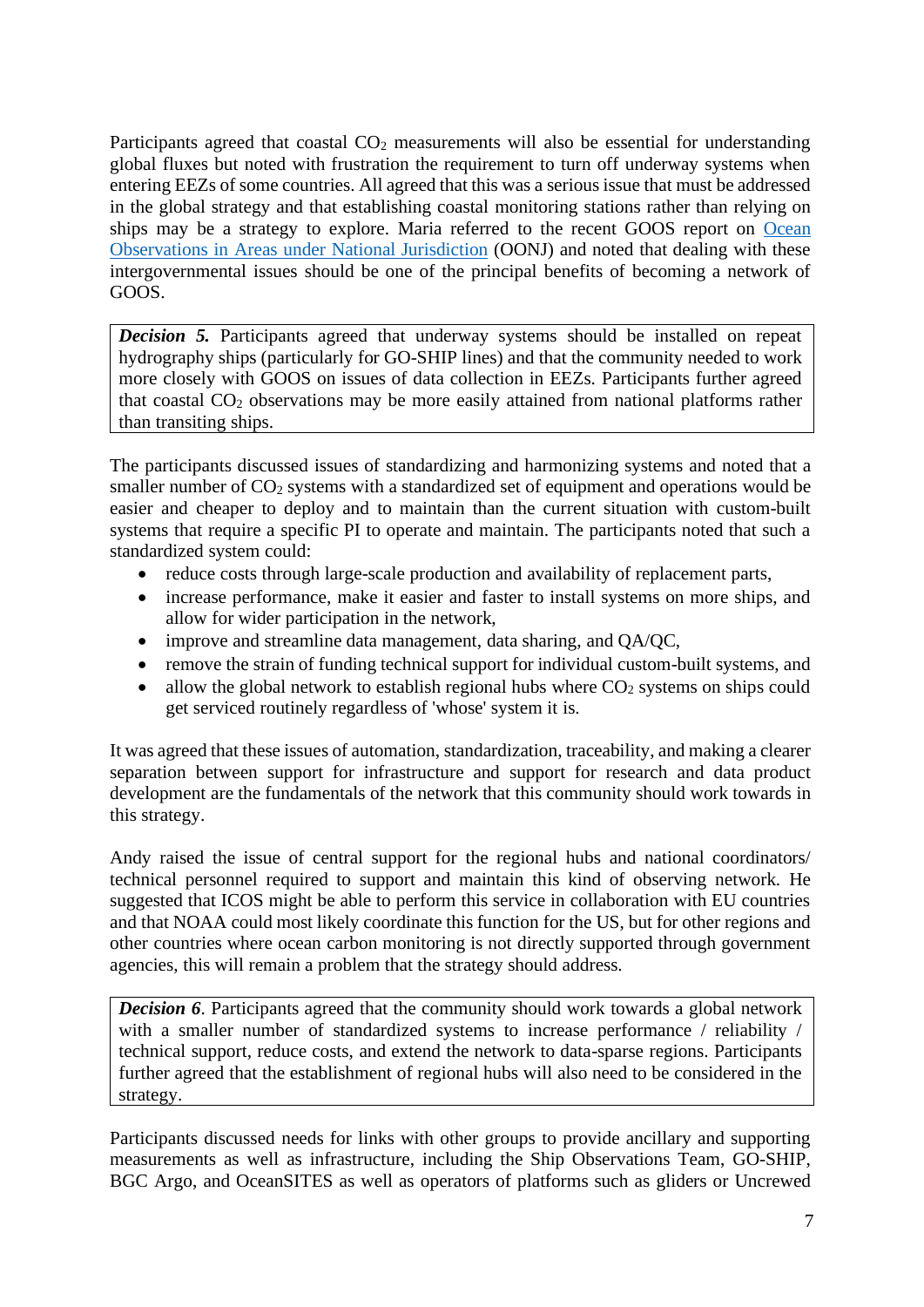Participants agreed that coastal $CO_2$ measurements will also be essential for understanding global fluxes but noted with frustration the requirement to turn off underway systems when entering EEZs of some countries. All agreed that this was a serious issue that must be addressed in the global strategy and that establishing coastal monitoring stations rather than relying on ships may be a strategy to explore. Maria referred to the recent GOOS report on [Ocean Observations in Areas under National Jurisdiction] (OONJ) and noted that dealing with these intergovernmental issues should be one of the principal benefits of becoming a network of GOOS.

> ***Decision 5.*** Participants agreed that underway systems should be installed on repeat hydrography ships (particularly for GO-SHIP lines) and that the community needed to work more closely with GOOS on issues of data collection in EEZs. Participants further agreed that coastal $CO_2$ observations may be more easily attained from national platforms rather than transiting ships.

The participants discussed issues of standardizing and harmonizing systems and noted that a smaller number of $CO_2$ systems with a standardized set of equipment and operations would be easier and cheaper to deploy and to maintain than the current situation with custom-built systems that require a specific PI to operate and maintain. The participants noted that such a standardized system could:

- reduce costs through large-scale production and availability of replacement parts,
- increase performance, make it easier and faster to install systems on more ships, and allow for wider participation in the network,
- improve and streamline data management, data sharing, and QA/QC,
- remove the strain of funding technical support for individual custom-built systems, and
- allow the global network to establish regional hubs where $CO_2$ systems on ships could get serviced routinely regardless of 'whose' system it is.

It was agreed that these issues of automation, standardization, traceability, and making a clearer separation between support for infrastructure and support for research and data product development are the fundamentals of the network that this community should work towards in this strategy.

Andy raised the issue of central support for the regional hubs and national coordinators/ technical personnel required to support and maintain this kind of observing network. He suggested that ICOS might be able to perform this service in collaboration with EU countries and that NOAA could most likely coordinate this function for the US, but for other regions and other countries where ocean carbon monitoring is not directly supported through government agencies, this will remain a problem that the strategy should address.

> ***Decision 6***. Participants agreed that the community should work towards a global network with a smaller number of standardized systems to increase performance / reliability / technical support, reduce costs, and extend the network to data-sparse regions. Participants further agreed that the establishment of regional hubs will also need to be considered in the strategy.

Participants discussed needs for links with other groups to provide ancillary and supporting measurements as well as infrastructure, including the Ship Observations Team, GO-SHIP, BGC Argo, and OceanSITES as well as operators of platforms such as gliders or Uncrewed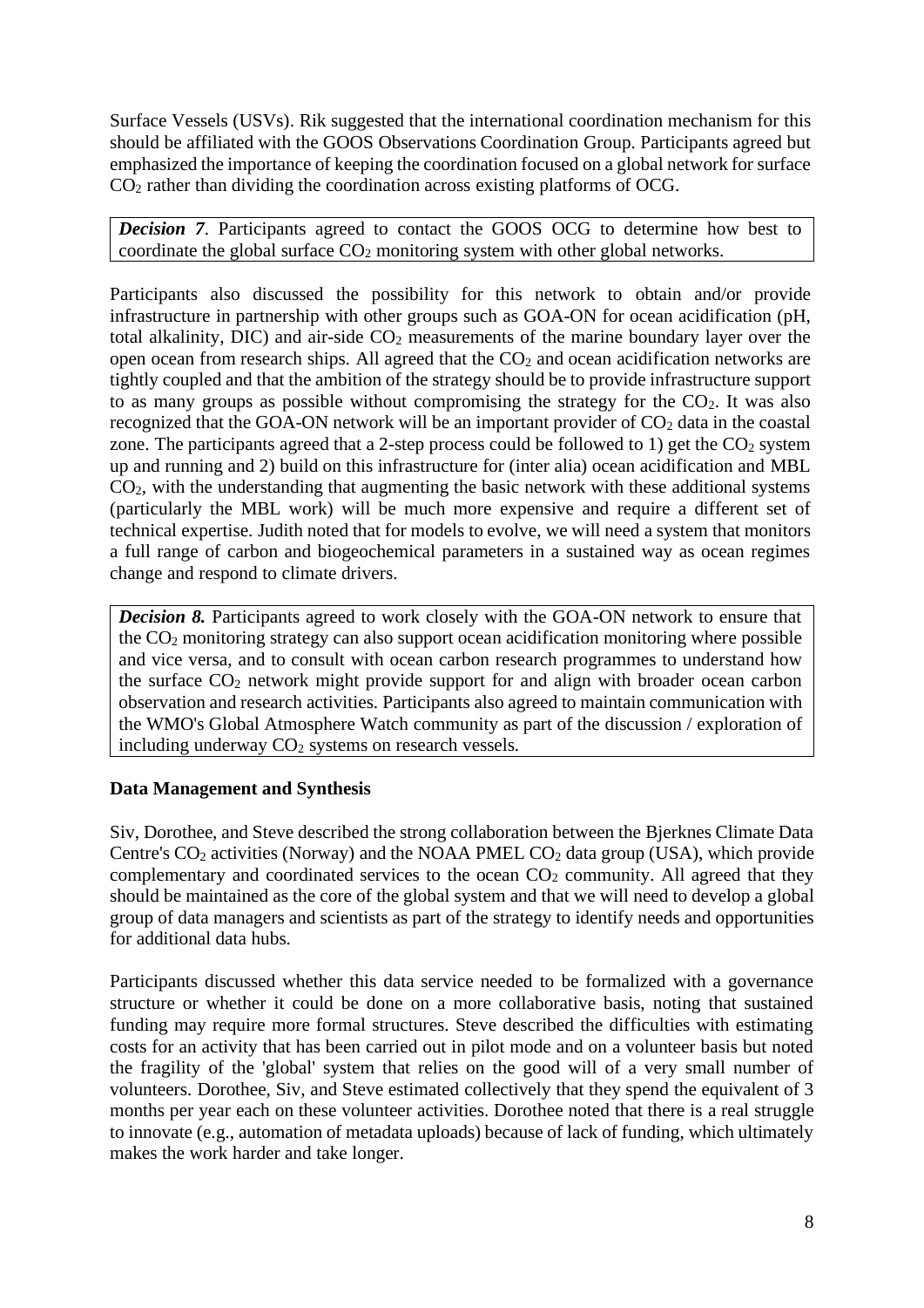Surface Vessels (USVs). Rik suggested that the international coordination mechanism for this should be affiliated with the GOOS Observations Coordination Group. Participants agreed but emphasized the importance of keeping the coordination focused on a global network for surface $CO_2$ rather than dividing the coordination across existing platforms of OCG.

> ***Decision 7***. Participants agreed to contact the GOOS OCG to determine how best to coordinate the global surface $CO_2$ monitoring system with other global networks.

Participants also discussed the possibility for this network to obtain and/or provide infrastructure in partnership with other groups such as GOA-ON for ocean acidification (pH, total alkalinity, DIC) and air-side $CO_2$ measurements of the marine boundary layer over the open ocean from research ships. All agreed that the $CO_2$ and ocean acidification networks are tightly coupled and that the ambition of the strategy should be to provide infrastructure support to as many groups as possible without compromising the strategy for the $CO_2$. It was also recognized that the GOA-ON network will be an important provider of $CO_2$ data in the coastal zone. The participants agreed that a 2-step process could be followed to 1) get the $CO_2$ system up and running and 2) build on this infrastructure for (inter alia) ocean acidification and MBL $CO_2$, with the understanding that augmenting the basic network with these additional systems (particularly the MBL work) will be much more expensive and require a different set of technical expertise. Judith noted that for models to evolve, we will need a system that monitors a full range of carbon and biogeochemical parameters in a sustained way as ocean regimes change and respond to climate drivers.

> ***Decision 8.*** Participants agreed to work closely with the GOA-ON network to ensure that the $CO_2$ monitoring strategy can also support ocean acidification monitoring where possible and vice versa, and to consult with ocean carbon research programmes to understand how the surface $CO_2$ network might provide support for and align with broader ocean carbon observation and research activities. Participants also agreed to maintain communication with the WMO's Global Atmosphere Watch community as part of the discussion / exploration of including underway $CO_2$ systems on research vessels.

**Data Management and Synthesis**

Siv, Dorothee, and Steve described the strong collaboration between the Bjerknes Climate Data Centre's $CO_2$ activities (Norway) and the NOAA PMEL $CO_2$ data group (USA), which provide complementary and coordinated services to the ocean $CO_2$ community. All agreed that they should be maintained as the core of the global system and that we will need to develop a global group of data managers and scientists as part of the strategy to identify needs and opportunities for additional data hubs.

Participants discussed whether this data service needed to be formalized with a governance structure or whether it could be done on a more collaborative basis, noting that sustained funding may require more formal structures. Steve described the difficulties with estimating costs for an activity that has been carried out in pilot mode and on a volunteer basis but noted the fragility of the 'global' system that relies on the good will of a very small number of volunteers. Dorothee, Siv, and Steve estimated collectively that they spend the equivalent of 3 months per year each on these volunteer activities. Dorothee noted that there is a real struggle to innovate (e.g., automation of metadata uploads) because of lack of funding, which ultimately makes the work harder and take longer.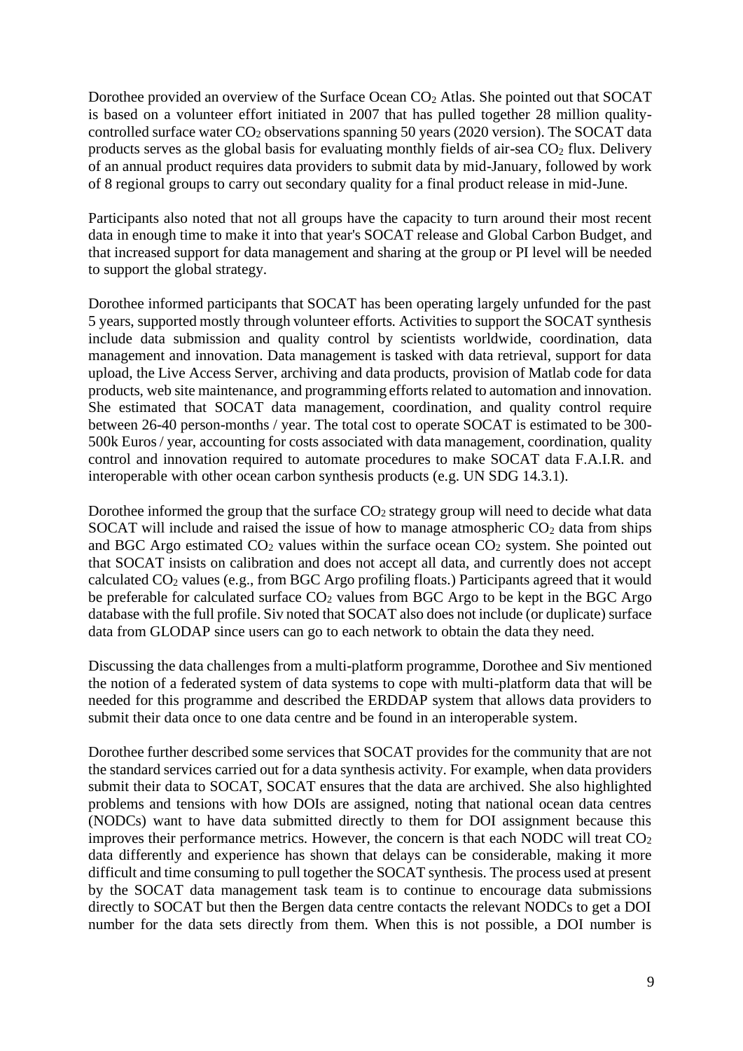Dorothee provided an overview of the Surface Ocean $CO_2$ Atlas. She pointed out that SOCAT is based on a volunteer effort initiated in 2007 that has pulled together 28 million quality-controlled surface water $CO_2$ observations spanning 50 years (2020 version). The SOCAT data products serves as the global basis for evaluating monthly fields of air-sea $CO_2$ flux. Delivery of an annual product requires data providers to submit data by mid-January, followed by work of 8 regional groups to carry out secondary quality for a final product release in mid-June.

Participants also noted that not all groups have the capacity to turn around their most recent data in enough time to make it into that year's SOCAT release and Global Carbon Budget, and that increased support for data management and sharing at the group or PI level will be needed to support the global strategy.

Dorothee informed participants that SOCAT has been operating largely unfunded for the past 5 years, supported mostly through volunteer efforts. Activities to support the SOCAT synthesis include data submission and quality control by scientists worldwide, coordination, data management and innovation. Data management is tasked with data retrieval, support for data upload, the Live Access Server, archiving and data products, provision of Matlab code for data products, web site maintenance, and programming efforts related to automation and innovation. She estimated that SOCAT data management, coordination, and quality control require between 26-40 person-months / year. The total cost to operate SOCAT is estimated to be 300-500k Euros / year, accounting for costs associated with data management, coordination, quality control and innovation required to automate procedures to make SOCAT data F.A.I.R. and interoperable with other ocean carbon synthesis products (e.g. UN SDG 14.3.1).

Dorothee informed the group that the surface $CO_2$ strategy group will need to decide what data SOCAT will include and raised the issue of how to manage atmospheric $CO_2$ data from ships and BGC Argo estimated $CO_2$ values within the surface ocean $CO_2$ system. She pointed out that SOCAT insists on calibration and does not accept all data, and currently does not accept calculated $CO_2$ values (e.g., from BGC Argo profiling floats.) Participants agreed that it would be preferable for calculated surface $CO_2$ values from BGC Argo to be kept in the BGC Argo database with the full profile. Siv noted that SOCAT also does not include (or duplicate) surface data from GLODAP since users can go to each network to obtain the data they need.

Discussing the data challenges from a multi-platform programme, Dorothee and Siv mentioned the notion of a federated system of data systems to cope with multi-platform data that will be needed for this programme and described the ERDDAP system that allows data providers to submit their data once to one data centre and be found in an interoperable system.

Dorothee further described some services that SOCAT provides for the community that are not the standard services carried out for a data synthesis activity. For example, when data providers submit their data to SOCAT, SOCAT ensures that the data are archived. She also highlighted problems and tensions with how DOIs are assigned, noting that national ocean data centres (NODCs) want to have data submitted directly to them for DOI assignment because this improves their performance metrics. However, the concern is that each NODC will treat $CO_2$ data differently and experience has shown that delays can be considerable, making it more difficult and time consuming to pull together the SOCAT synthesis. The process used at present by the SOCAT data management task team is to continue to encourage data submissions directly to SOCAT but then the Bergen data centre contacts the relevant NODCs to get a DOI number for the data sets directly from them. When this is not possible, a DOI number is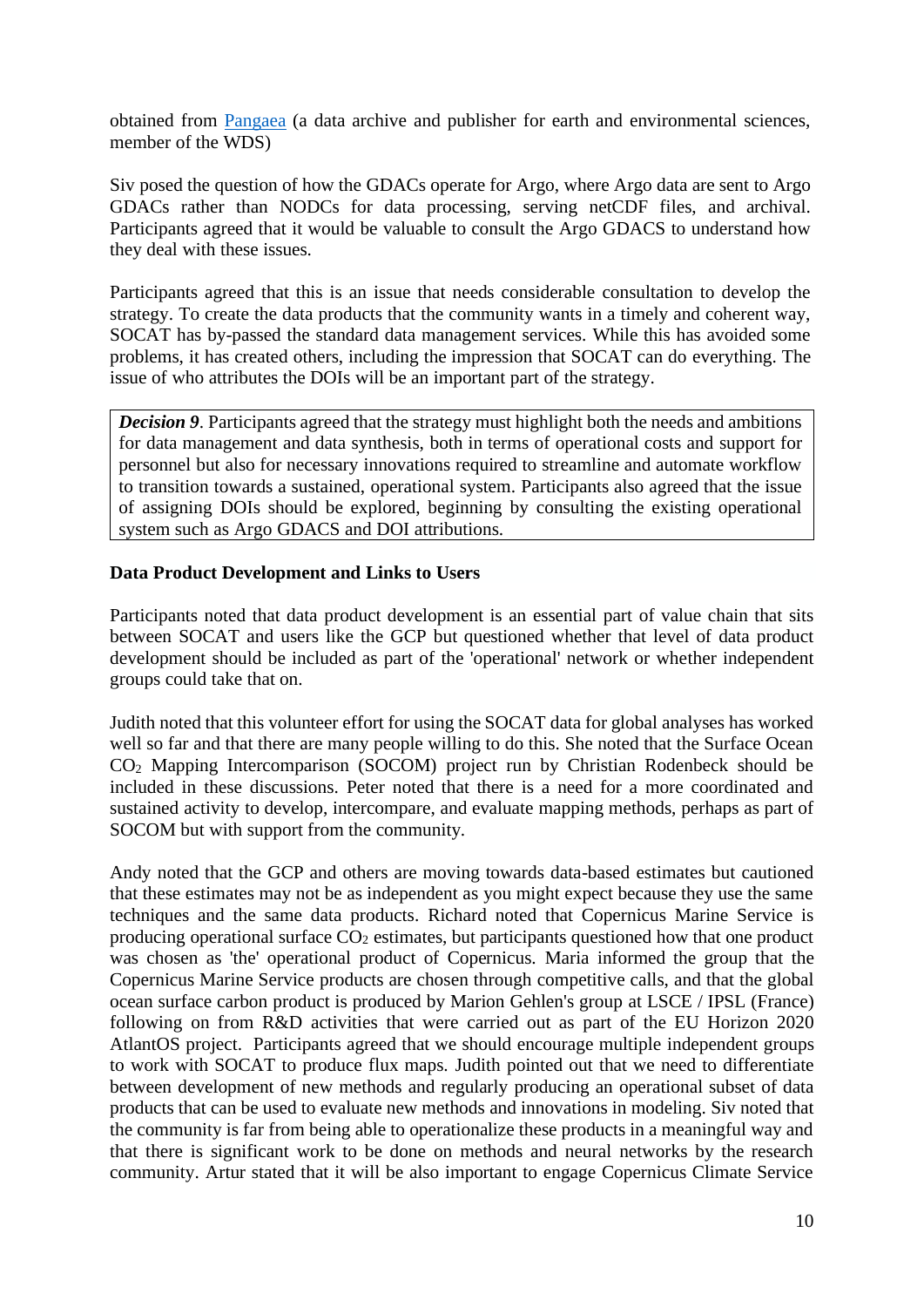obtained from [Pangaea](Pangaea) (a data archive and publisher for earth and environmental sciences, member of the WDS)

Siv posed the question of how the GDACs operate for Argo, where Argo data are sent to Argo GDACs rather than NODCs for data processing, serving netCDF files, and archival. Participants agreed that it would be valuable to consult the Argo GDACS to understand how they deal with these issues.

Participants agreed that this is an issue that needs considerable consultation to develop the strategy. To create the data products that the community wants in a timely and coherent way, SOCAT has by-passed the standard data management services. While this has avoided some problems, it has created others, including the impression that SOCAT can do everything. The issue of who attributes the DOIs will be an important part of the strategy.

> ***Decision 9***. Participants agreed that the strategy must highlight both the needs and ambitions for data management and data synthesis, both in terms of operational costs and support for personnel but also for necessary innovations required to streamline and automate workflow to transition towards a sustained, operational system. Participants also agreed that the issue of assigning DOIs should be explored, beginning by consulting the existing operational system such as Argo GDACS and DOI attributions.

**Data Product Development and Links to Users**

Participants noted that data product development is an essential part of value chain that sits between SOCAT and users like the GCP but questioned whether that level of data product development should be included as part of the 'operational' network or whether independent groups could take that on.

Judith noted that this volunteer effort for using the SOCAT data for global analyses has worked well so far and that there are many people willing to do this. She noted that the Surface Ocean $CO_2$ Mapping Intercomparison (SOCOM) project run by Christian Rodenbeck should be included in these discussions. Peter noted that there is a need for a more coordinated and sustained activity to develop, intercompare, and evaluate mapping methods, perhaps as part of SOCOM but with support from the community.

Andy noted that the GCP and others are moving towards data-based estimates but cautioned that these estimates may not be as independent as you might expect because they use the same techniques and the same data products. Richard noted that Copernicus Marine Service is producing operational surface $CO_2$ estimates, but participants questioned how that one product was chosen as 'the' operational product of Copernicus. Maria informed the group that the Copernicus Marine Service products are chosen through competitive calls, and that the global ocean surface carbon product is produced by Marion Gehlen's group at LSCE / IPSL (France) following on from R&D activities that were carried out as part of the EU Horizon 2020 AtlantOS project. Participants agreed that we should encourage multiple independent groups to work with SOCAT to produce flux maps. Judith pointed out that we need to differentiate between development of new methods and regularly producing an operational subset of data products that can be used to evaluate new methods and innovations in modeling. Siv noted that the community is far from being able to operationalize these products in a meaningful way and that there is significant work to be done on methods and neural networks by the research community. Artur stated that it will be also important to engage Copernicus Climate Service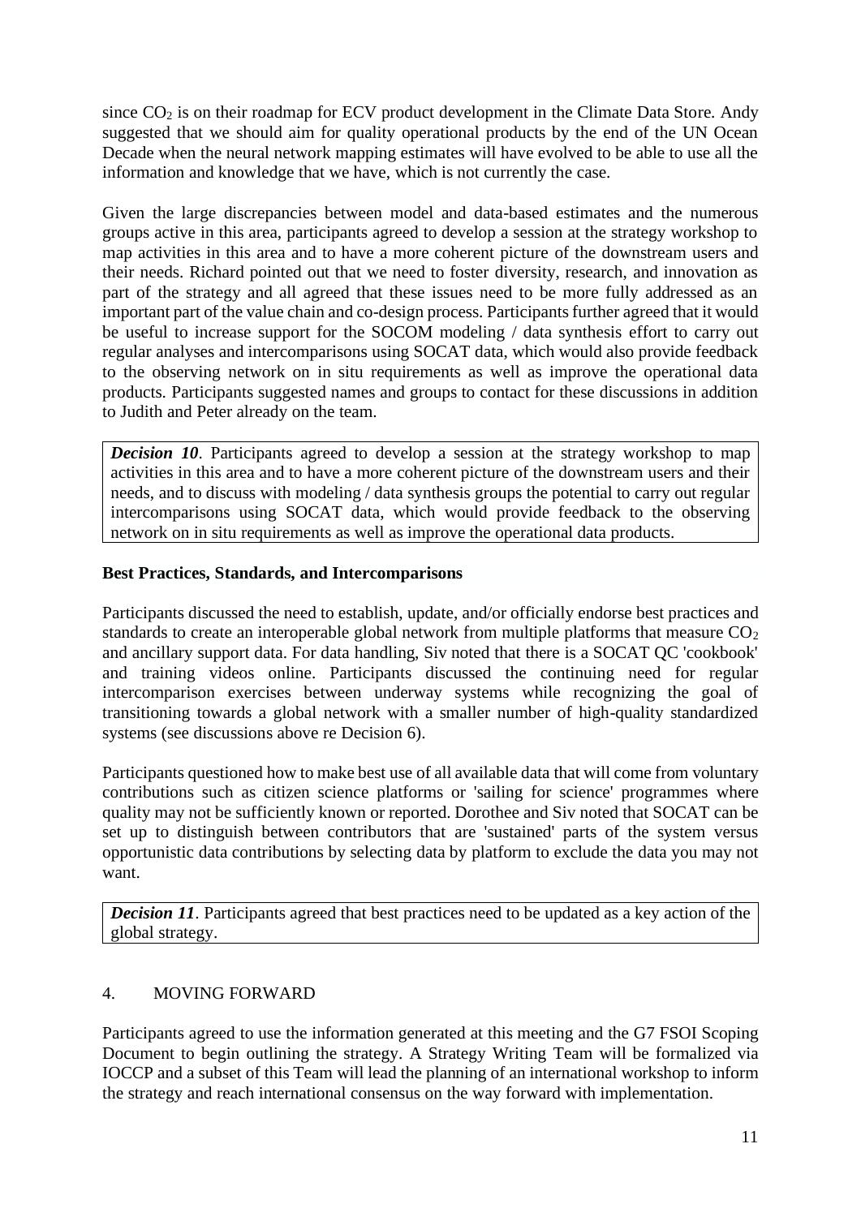since $CO_2$ is on their roadmap for ECV product development in the Climate Data Store. Andy suggested that we should aim for quality operational products by the end of the UN Ocean Decade when the neural network mapping estimates will have evolved to be able to use all the information and knowledge that we have, which is not currently the case.

Given the large discrepancies between model and data-based estimates and the numerous groups active in this area, participants agreed to develop a session at the strategy workshop to map activities in this area and to have a more coherent picture of the downstream users and their needs. Richard pointed out that we need to foster diversity, research, and innovation as part of the strategy and all agreed that these issues need to be more fully addressed as an important part of the value chain and co-design process. Participants further agreed that it would be useful to increase support for the SOCOM modeling / data synthesis effort to carry out regular analyses and intercomparisons using SOCAT data, which would also provide feedback to the observing network on in situ requirements as well as improve the operational data products. Participants suggested names and groups to contact for these discussions in addition to Judith and Peter already on the team.

> ***Decision 10***. Participants agreed to develop a session at the strategy workshop to map activities in this area and to have a more coherent picture of the downstream users and their needs, and to discuss with modeling / data synthesis groups the potential to carry out regular intercomparisons using SOCAT data, which would provide feedback to the observing network on in situ requirements as well as improve the operational data products.

**Best Practices, Standards, and Intercomparisons**

Participants discussed the need to establish, update, and/or officially endorse best practices and standards to create an interoperable global network from multiple platforms that measure $CO_2$ and ancillary support data. For data handling, Siv noted that there is a SOCAT QC 'cookbook' and training videos online. Participants discussed the continuing need for regular intercomparison exercises between underway systems while recognizing the goal of transitioning towards a global network with a smaller number of high-quality standardized systems (see discussions above re Decision 6).

Participants questioned how to make best use of all available data that will come from voluntary contributions such as citizen science platforms or 'sailing for science' programmes where quality may not be sufficiently known or reported. Dorothee and Siv noted that SOCAT can be set up to distinguish between contributors that are 'sustained' parts of the system versus opportunistic data contributions by selecting data by platform to exclude the data you may not want.

> ***Decision 11***. Participants agreed that best practices need to be updated as a key action of the global strategy.

## 4. MOVING FORWARD

Participants agreed to use the information generated at this meeting and the G7 FSOI Scoping Document to begin outlining the strategy. A Strategy Writing Team will be formalized via IOCCP and a subset of this Team will lead the planning of an international workshop to inform the strategy and reach international consensus on the way forward with implementation.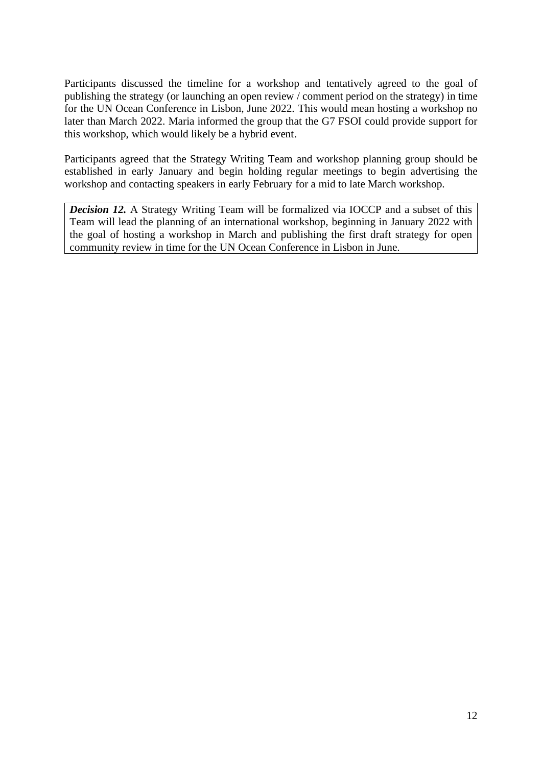Participants discussed the timeline for a workshop and tentatively agreed to the goal of publishing the strategy (or launching an open review / comment period on the strategy) in time for the UN Ocean Conference in Lisbon, June 2022. This would mean hosting a workshop no later than March 2022. Maria informed the group that the G7 FSOI could provide support for this workshop, which would likely be a hybrid event.

Participants agreed that the Strategy Writing Team and workshop planning group should be established in early January and begin holding regular meetings to begin advertising the workshop and contacting speakers in early February for a mid to late March workshop.

> ***Decision 12.*** A Strategy Writing Team will be formalized via IOCCP and a subset of this Team will lead the planning of an international workshop, beginning in January 2022 with the goal of hosting a workshop in March and publishing the first draft strategy for open community review in time for the UN Ocean Conference in Lisbon in June.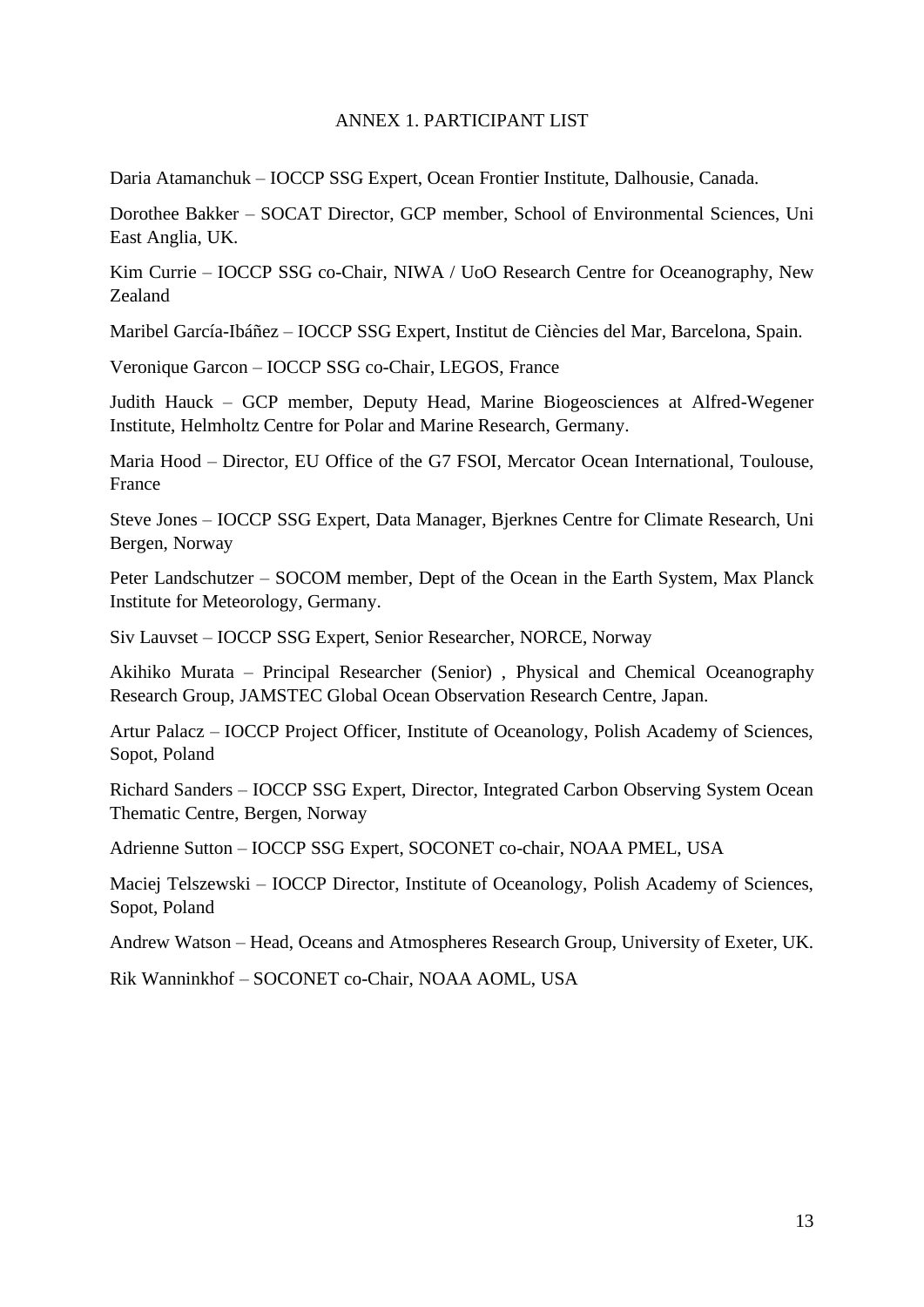# ANNEX 1. PARTICIPANT LIST

Daria Atamanchuk – IOCCP SSG Expert, Ocean Frontier Institute, Dalhousie, Canada.

Dorothee Bakker – SOCAT Director, GCP member, School of Environmental Sciences, Uni East Anglia, UK.

Kim Currie – IOCCP SSG co-Chair, NIWA / UoO Research Centre for Oceanography, New Zealand

Maribel García-Ibáñez – IOCCP SSG Expert, Institut de Ciències del Mar, Barcelona, Spain.

Veronique Garcon – IOCCP SSG co-Chair, LEGOS, France

Judith Hauck – GCP member, Deputy Head, Marine Biogeosciences at Alfred-Wegener Institute, Helmholtz Centre for Polar and Marine Research, Germany.

Maria Hood – Director, EU Office of the G7 FSOI, Mercator Ocean International, Toulouse, France

Steve Jones – IOCCP SSG Expert, Data Manager, Bjerknes Centre for Climate Research, Uni Bergen, Norway

Peter Landschutzer – SOCOM member, Dept of the Ocean in the Earth System, Max Planck Institute for Meteorology, Germany.

Siv Lauvset – IOCCP SSG Expert, Senior Researcher, NORCE, Norway

Akihiko Murata – Principal Researcher (Senior) , Physical and Chemical Oceanography Research Group, JAMSTEC Global Ocean Observation Research Centre, Japan.

Artur Palacz – IOCCP Project Officer, Institute of Oceanology, Polish Academy of Sciences, Sopot, Poland

Richard Sanders – IOCCP SSG Expert, Director, Integrated Carbon Observing System Ocean Thematic Centre, Bergen, Norway

Adrienne Sutton – IOCCP SSG Expert, SOCONET co-chair, NOAA PMEL, USA

Maciej Telszewski – IOCCP Director, Institute of Oceanology, Polish Academy of Sciences, Sopot, Poland

Andrew Watson – Head, Oceans and Atmospheres Research Group, University of Exeter, UK.

Rik Wanninkhof – SOCONET co-Chair, NOAA AOML, USA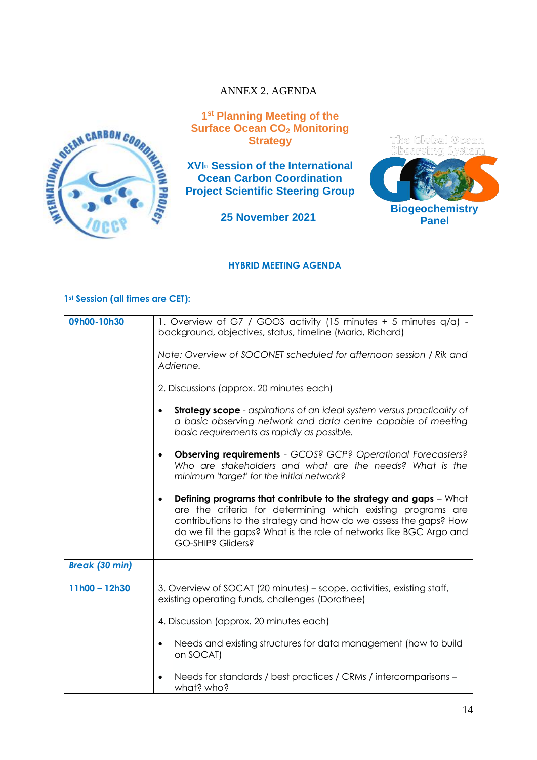ANNEX 2. AGENDA

**1st Planning Meeting of the Surface Ocean $CO_2$ Monitoring Strategy**

**XVIth Session of the International Ocean Carbon Coordination Project Scientific Steering Group**

**25 November 2021**

The Global Ocean Observing System

**Biogeochemistry Panel**

**HYBRID MEETING AGENDA**

**1st Session (all times are CET):**

| | |
|---|---|
| **09h00-10h30** | 1. Overview of G7 / GOOS activity (15 minutes + 5 minutes q/a) - background, objectives, status, timeline (Maria, Richard)<br><br>*Note: Overview of SOCONET scheduled for afternoon session / Rik and Adrienne.*<br><br>2. Discussions (approx. 20 minutes each)<br><br>• **Strategy scope** - *aspirations of an ideal system versus practicality of a basic observing network and data centre capable of meeting basic requirements as rapidly as possible.*<br><br>• **Observing requirements** - *GCOS? GCP? Operational Forecasters? Who are stakeholders and what are the needs? What is the minimum 'target' for the initial network?*<br><br>• **Defining programs that contribute to the strategy and gaps** – What are the criteria for determining which existing programs are contributions to the strategy and how do we assess the gaps? How do we fill the gaps? What is the role of networks like BGC Argo and GO-SHIP? Gliders? |
| ***Break (30 min)*** | |
| **11h00 – 12h30** | 3. Overview of SOCAT (20 minutes) – scope, activities, existing staff, existing operating funds, challenges (Dorothee)<br><br>4. Discussion (approx. 20 minutes each)<br><br>• Needs and existing structures for data management (how to build on SOCAT)<br><br>• Needs for standards / best practices / CRMs / intercomparisons – what? who? |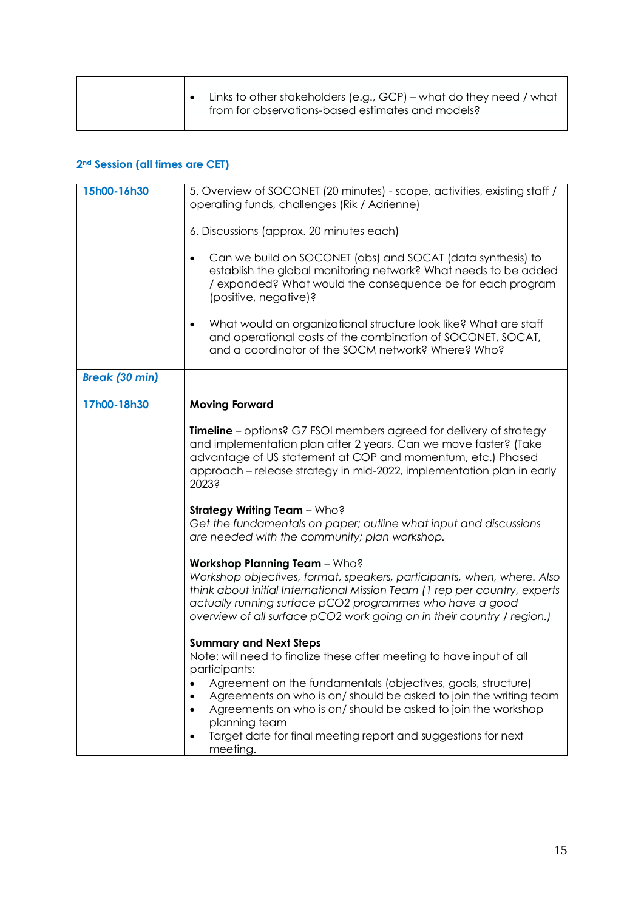| | |
|---|---|
| | • Links to other stakeholders (e.g., GCP) – what do they need / what from for observations-based estimates and models? |

### 2nd Session (all times are CET)

| | |
|---|---|
| **15h00-16h30** | 5. Overview of SOCONET (20 minutes) - scope, activities, existing staff / operating funds, challenges (Rik / Adrienne)<br><br>6. Discussions (approx. 20 minutes each)<br><br>• Can we build on SOCONET (obs) and SOCAT (data synthesis) to establish the global monitoring network? What needs to be added / expanded? What would the consequence be for each program (positive, negative)?<br><br>• What would an organizational structure look like? What are staff and operational costs of the combination of SOCONET, SOCAT, and a coordinator of the SOCM network? Where? Who? |
| ***Break (30 min)*** | |
| **17h00-18h30** | **Moving Forward**<br><br>**Timeline** – options? G7 FSOI members agreed for delivery of strategy and implementation plan after 2 years. Can we move faster? (Take advantage of US statement at COP and momentum, etc.) Phased approach – release strategy in mid-2022, implementation plan in early 2023?<br><br>**Strategy Writing Team** – Who?<br>*Get the fundamentals on paper; outline what input and discussions are needed with the community; plan workshop.*<br><br>**Workshop Planning Team** – Who?<br>*Workshop objectives, format, speakers, participants, when, where. Also think about initial International Mission Team (1 rep per country, experts actually running surface pCO2 programmes who have a good overview of all surface pCO2 work going on in their country / region.)*<br><br>**Summary and Next Steps**<br>Note: will need to finalize these after meeting to have input of all participants:<br>• Agreement on the fundamentals (objectives, goals, structure)<br>• Agreements on who is on/ should be asked to join the writing team<br>• Agreements on who is on/ should be asked to join the workshop planning team<br>• Target date for final meeting report and suggestions for next meeting. |